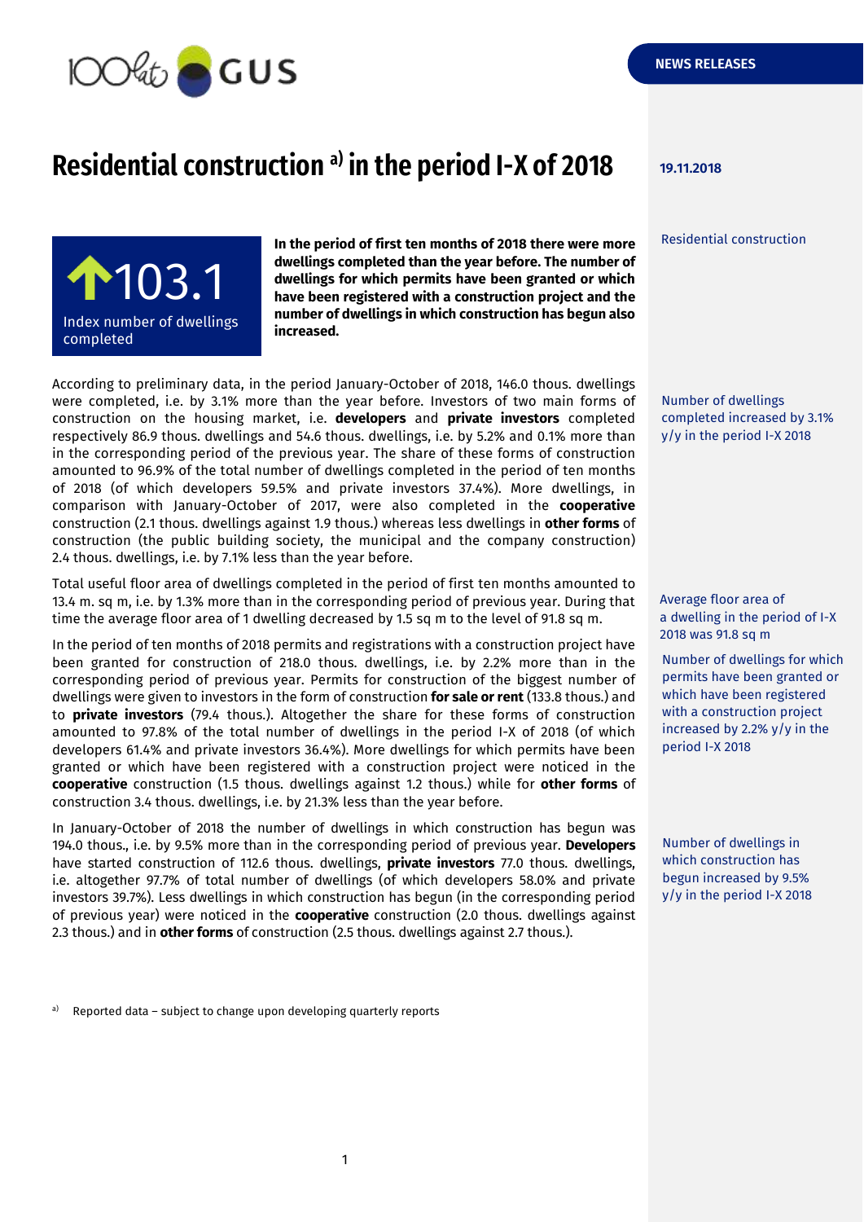NEWS RELEASES

# Residential construction [a)] in the period I-X of 2018

19.11.2018

Residential construction

**103.1**

Index number of dwellings completed

**In the period of first ten months of 2018 there were more dwellings completed than the year before. The number of dwellings for which permits have been granted or which have been registered with a construction project and the number of dwellings in which construction has begun also increased.**

According to preliminary data, in the period January-October of 2018, 146.0 thous. dwellings were completed, i.e. by 3.1% more than the year before. Investors of two main forms of construction on the housing market, i.e. **developers** and **private investors** completed respectively 86.9 thous. dwellings and 54.6 thous. dwellings, i.e. by 5.2% and 0.1% more than in the corresponding period of the previous year. The share of these forms of construction amounted to 96.9% of the total number of dwellings completed in the period of ten months of 2018 (of which developers 59.5% and private investors 37.4%). More dwellings, in comparison with January-October of 2017, were also completed in the **cooperative** construction (2.1 thous. dwellings against 1.9 thous.) whereas less dwellings in **other forms** of construction (the public building society, the municipal and the company construction) 2.4 thous. dwellings, i.e. by 7.1% less than the year before.

Number of dwellings completed increased by 3.1% y/y in the period I-X 2018

Total useful floor area of dwellings completed in the period of first ten months amounted to 13.4 m. sq m, i.e. by 1.3% more than in the corresponding period of previous year. During that time the average floor area of 1 dwelling decreased by 1.5 sq m to the level of 91.8 sq m.

Average floor area of a dwelling in the period of I-X 2018 was 91.8 sq m

In the period of ten months of 2018 permits and registrations with a construction project have been granted for construction of 218.0 thous. dwellings, i.e. by 2.2% more than in the corresponding period of previous year. Permits for construction of the biggest number of dwellings were given to investors in the form of construction **for sale or rent** (133.8 thous.) and to **private investors** (79.4 thous.). Altogether the share for these forms of construction amounted to 97.8% of the total number of dwellings in the period I-X of 2018 (of which developers 61.4% and private investors 36.4%). More dwellings for which permits have been granted or which have been registered with a construction project were noticed in the **cooperative** construction (1.5 thous. dwellings against 1.2 thous.) while for **other forms** of construction 3.4 thous. dwellings, i.e. by 21.3% less than the year before.

Number of dwellings for which permits have been granted or which have been registered with a construction project increased by 2.2% y/y in the period I-X 2018

In January-October of 2018 the number of dwellings in which construction has begun was 194.0 thous., i.e. by 9.5% more than in the corresponding period of previous year. **Developers** have started construction of 112.6 thous. dwellings, **private investors** 77.0 thous. dwellings, i.e. altogether 97.7% of total number of dwellings (of which developers 58.0% and private investors 39.7%). Less dwellings in which construction has begun (in the corresponding period of previous year) were noticed in the **cooperative** construction (2.0 thous. dwellings against 2.3 thous.) and in **other forms** of construction (2.5 thous. dwellings against 2.7 thous.).

Number of dwellings in which construction has begun increased by 9.5% y/y in the period I-X 2018

[a)] Reported data – subject to change upon developing quarterly reports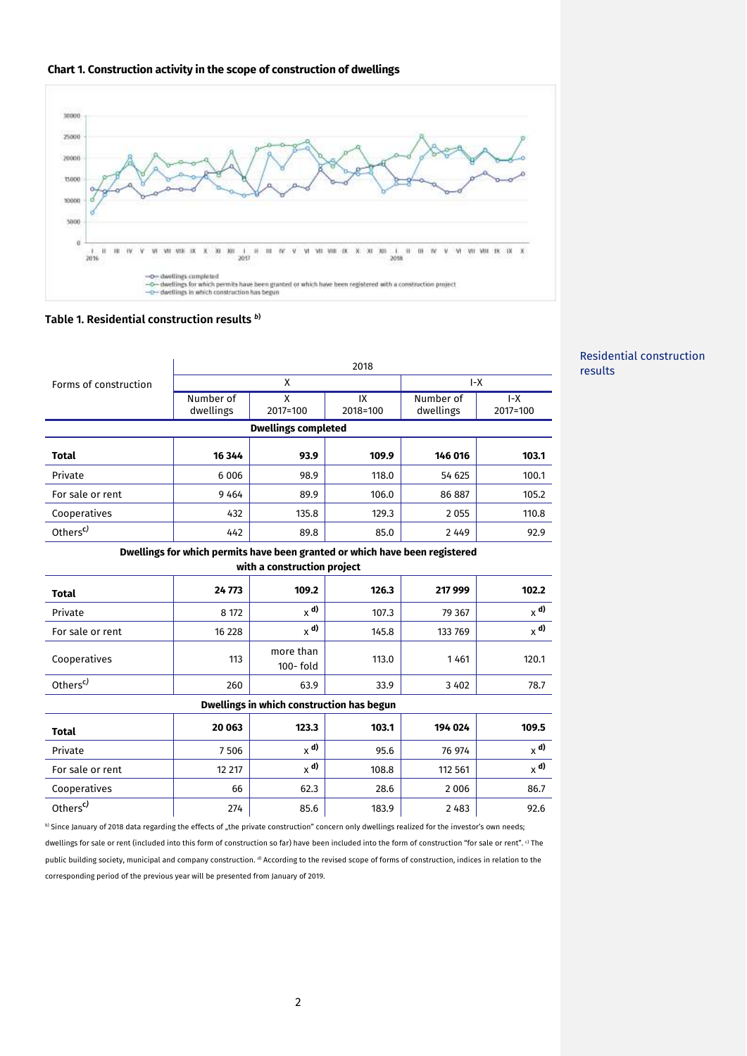**Chart 1. Construction activity in the scope of construction of dwellings**

—o— dwellings completed
—o— dwellings for which permits have been granted or which have been registered with a construction project
—o— dwellings in which construction has begun

**Table 1. Residential construction results [b)]**

Residential construction results

| Forms of construction | 2018 | | | | |
|---|---|---|---|---|---|
| | X | | | I-X | |
| | Number of dwellings | X 2017=100 | IX 2018=100 | Number of dwellings | I-X 2017=100 |
| **Dwellings completed** | | | | | |
| **Total** | **16 344** | **93.9** | **109.9** | **146 016** | **103.1** |
| Private | 6 006 | 98.9 | 118.0 | 54 625 | 100.1 |
| For sale or rent | 9 464 | 89.9 | 106.0 | 86 887 | 105.2 |
| Cooperatives | 432 | 135.8 | 129.3 | 2 055 | 110.8 |
| Others[c)] | 442 | 89.8 | 85.0 | 2 449 | 92.9 |
| **Dwellings for which permits have been granted or which have been registered with a construction project** | | | | | |
| **Total** | **24 773** | **109.2** | **126.3** | **217 999** | **102.2** |
| Private | 8 172 | x [d)] | 107.3 | 79 367 | x [d)] |
| For sale or rent | 16 228 | x [d)] | 145.8 | 133 769 | x [d)] |
| Cooperatives | 113 | more than 100- fold | 113.0 | 1 461 | 120.1 |
| Others[c)] | 260 | 63.9 | 33.9 | 3 402 | 78.7 |
| **Dwellings in which construction has begun** | | | | | |
| **Total** | **20 063** | **123.3** | **103.1** | **194 024** | **109.5** |
| Private | 7 506 | x [d)] | 95.6 | 76 974 | x [d)] |
| For sale or rent | 12 217 | x [d)] | 108.8 | 112 561 | x [d)] |
| Cooperatives | 66 | 62.3 | 28.6 | 2 006 | 86.7 |
| Others[c)] | 274 | 85.6 | 183.9 | 2 483 | 92.6 |

[b)] Since January of 2018 data regarding the effects of „the private construction" concern only dwellings realized for the investor's own needs; dwellings for sale or rent (included into this form of construction so far) have been included into the form of construction "for sale or rent". [c)] The public building society, municipal and company construction. [d)] According to the revised scope of forms of construction, indices in relation to the corresponding period of the previous year will be presented from January of 2019.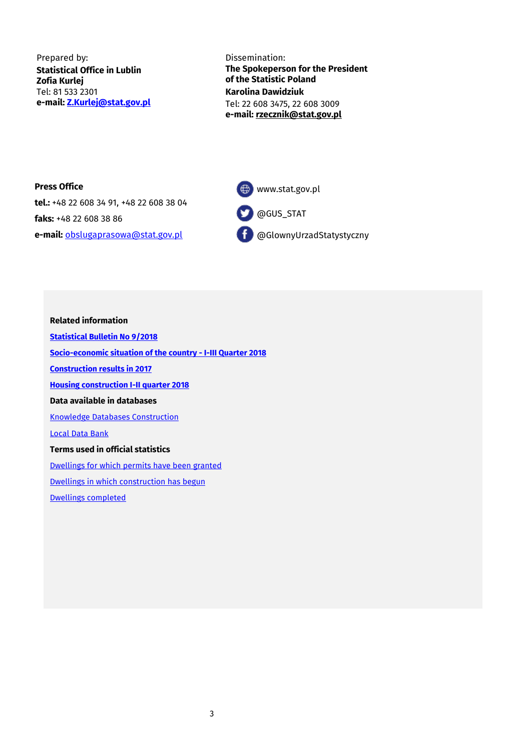Prepared by:
**Statistical Office in Lublin**
**Zofia Kurlej**
Tel: 81 533 2301
**e-mail:** **Z.Kurlej@stat.gov.pl**

Dissemination:
**The Spokeperson for the President of the Statistic Poland**
**Karolina Dawidziuk**
Tel: 22 608 3475, 22 608 3009
**e-mail:** **rzecznik@stat.gov.pl**

**Press Office**
**tel.:** +48 22 608 34 91, +48 22 608 38 04
**faks:** +48 22 608 38 86
**e-mail:** obslugaprasowa@stat.gov.pl

www.stat.gov.pl
@GUS_STAT
@GlownyUrzadStatystyczny

**Related information**

**Statistical Bulletin No 9/2018**

**Socio-economic situation of the country - I-III Quarter 2018**

**Construction results in 2017**

**Housing construction I-II quarter 2018**

**Data available in databases**

Knowledge Databases Construction

Local Data Bank

**Terms used in official statistics**

Dwellings for which permits have been granted

Dwellings in which construction has begun

Dwellings completed